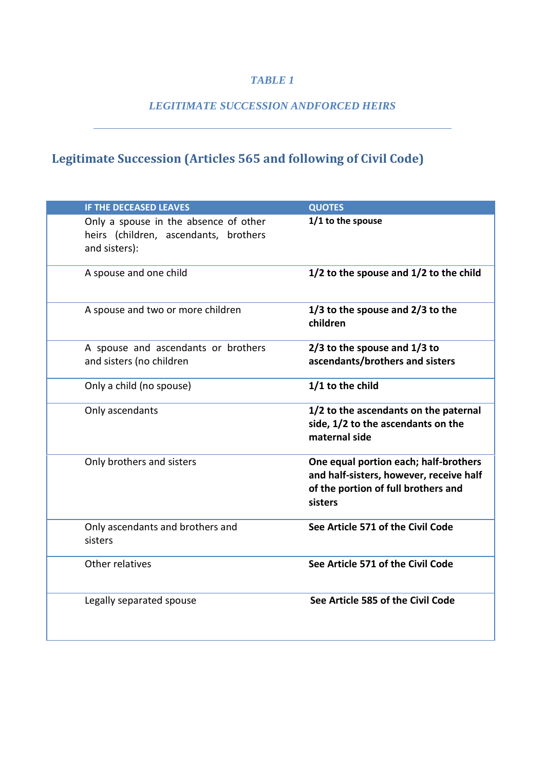*TABLE 1*

*LEGITIMATE SUCCESSION ANDFORCED HEIRS*

## Legitimate Succession (Articles 565 and following of Civil Code)

| IF THE DECEASED LEAVES | QUOTES |
|---|---|
| Only a spouse in the absence of other heirs (children, ascendants, brothers and sisters): | **1/1 to the spouse** |
| A spouse and one child | **1/2 to the spouse and 1/2 to the child** |
| A spouse and two or more children | **1/3 to the spouse and 2/3 to the children** |
| A spouse and ascendants or brothers and sisters (no children | **2/3 to the spouse and 1/3 to ascendants/brothers and sisters** |
| Only a child (no spouse) | **1/1 to the child** |
| Only ascendants | **1/2 to the ascendants on the paternal side, 1/2 to the ascendants on the maternal side** |
| Only brothers and sisters | **One equal portion each; half-brothers and half-sisters, however, receive half of the portion of full brothers and sisters** |
| Only ascendants and brothers and sisters | **See Article 571 of the Civil Code** |
| Other relatives | **See Article 571 of the Civil Code** |
| Legally separated spouse | **See Article 585 of the Civil Code** |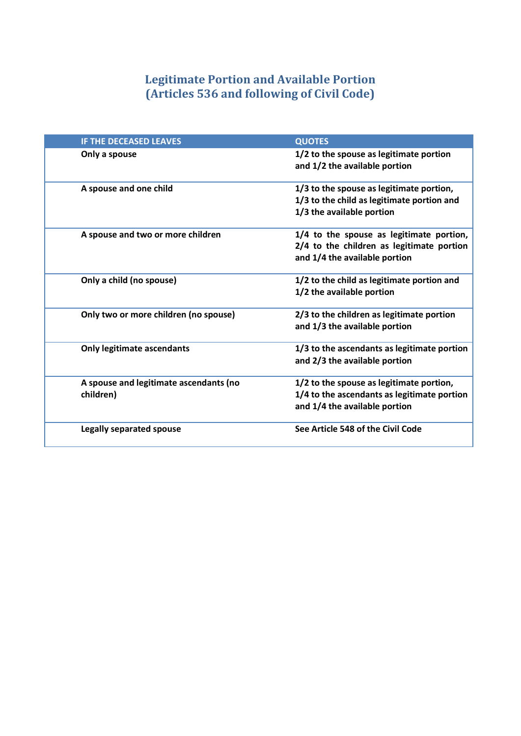# Legitimate Portion and Available Portion (Articles 536 and following of Civil Code)

| IF THE DECEASED LEAVES | QUOTES |
|---|---|
| **Only a spouse** | **1/2 to the spouse as legitimate portion and 1/2 the available portion** |
| **A spouse and one child** | **1/3 to the spouse as legitimate portion, 1/3 to the child as legitimate portion and 1/3 the available portion** |
| **A spouse and two or more children** | **1/4 to the spouse as legitimate portion, 2/4 to the children as legitimate portion and 1/4 the available portion** |
| **Only a child (no spouse)** | **1/2 to the child as legitimate portion and 1/2 the available portion** |
| **Only two or more children (no spouse)** | **2/3 to the children as legitimate portion and 1/3 the available portion** |
| **Only legitimate ascendants** | **1/3 to the ascendants as legitimate portion and 2/3 the available portion** |
| **A spouse and legitimate ascendants (no children)** | **1/2 to the spouse as legitimate portion, 1/4 to the ascendants as legitimate portion and 1/4 the available portion** |
| **Legally separated spouse** | **See Article 548 of the Civil Code** |